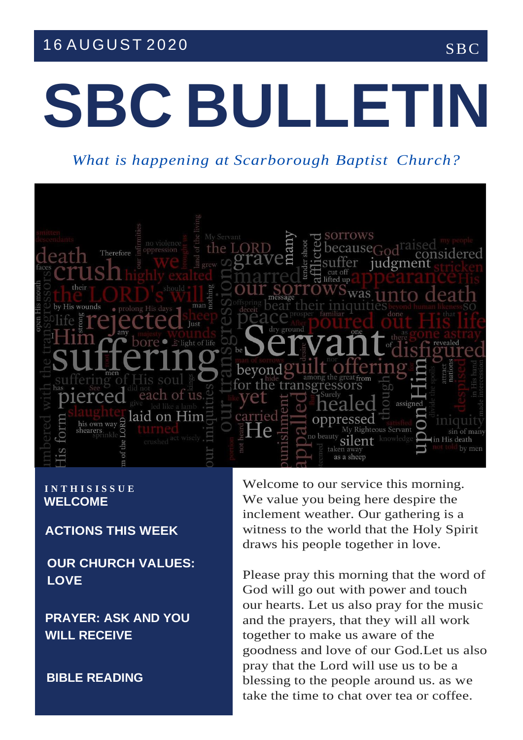16 AUGUST 2020 SBC

# SBC BULLETIN

*What is happening at Scarborough Baptist Church?*

**IN THIS ISSUE**

**WELCOME**

**ACTIONS THIS WEEK**

**OUR CHURCH VALUES: LOVE**

**PRAYER: ASK AND YOU WILL RECEIVE**

**BIBLE READING**

Welcome to our service this morning. We value you being here despire the inclement weather. Our gathering is a witness to the world that the Holy Spirit draws his people together in love.

Please pray this morning that the word of God will go out with power and touch our hearts. Let us also pray for the music and the prayers, that they will all work together to make us aware of the goodness and love of our God.Let us also pray that the Lord will use us to be a blessing to the people around us. as we take the time to chat over tea or coffee.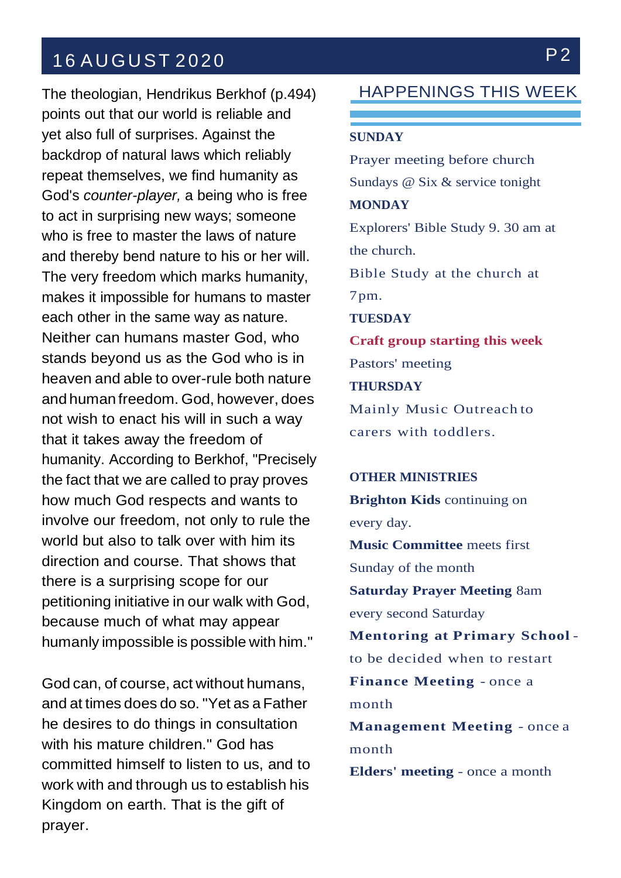The theologian, Hendrikus Berkhof (p.494) points out that our world is reliable and yet also full of surprises. Against the backdrop of natural laws which reliably repeat themselves, we find humanity as God's *counter-player,* a being who is free to act in surprising new ways; someone who is free to master the laws of nature and thereby bend nature to his or her will. The very freedom which marks humanity, makes it impossible for humans to master each other in the same way as nature. Neither can humans master God, who stands beyond us as the God who is in heaven and able to over-rule both nature and human freedom. God, however, does not wish to enact his will in such a way that it takes away the freedom of humanity. According to Berkhof, "Precisely the fact that we are called to pray proves how much God respects and wants to involve our freedom, not only to rule the world but also to talk over with him its direction and course. That shows that there is a surprising scope for our petitioning initiative in our walk with God, because much of what may appear humanly impossible is possible with him."

God can, of course, act without humans, and at times does do so. "Yet as a Father he desires to do things in consultation with his mature children." God has committed himself to listen to us, and to work with and through us to establish his Kingdom on earth. That is the gift of prayer.

## HAPPENINGS THIS WEEK

**SUNDAY**

Prayer meeting before church

Sundays @ Six & service tonight

**MONDAY**

Explorers' Bible Study 9. 30 am at the church.

Bible Study at the church at 7pm.

**TUESDAY**

**Craft group starting this week**

Pastors' meeting

**THURSDAY**

Mainly Music Outreach to carers with toddlers.

**OTHER MINISTRIES**

**Brighton Kids** continuing on every day.

**Music Committee** meets first Sunday of the month

**Saturday Prayer Meeting** 8am every second Saturday

**Mentoring at Primary School** - to be decided when to restart

**Finance Meeting** - once a month

**Management Meeting** - once a month

**Elders' meeting** - once a month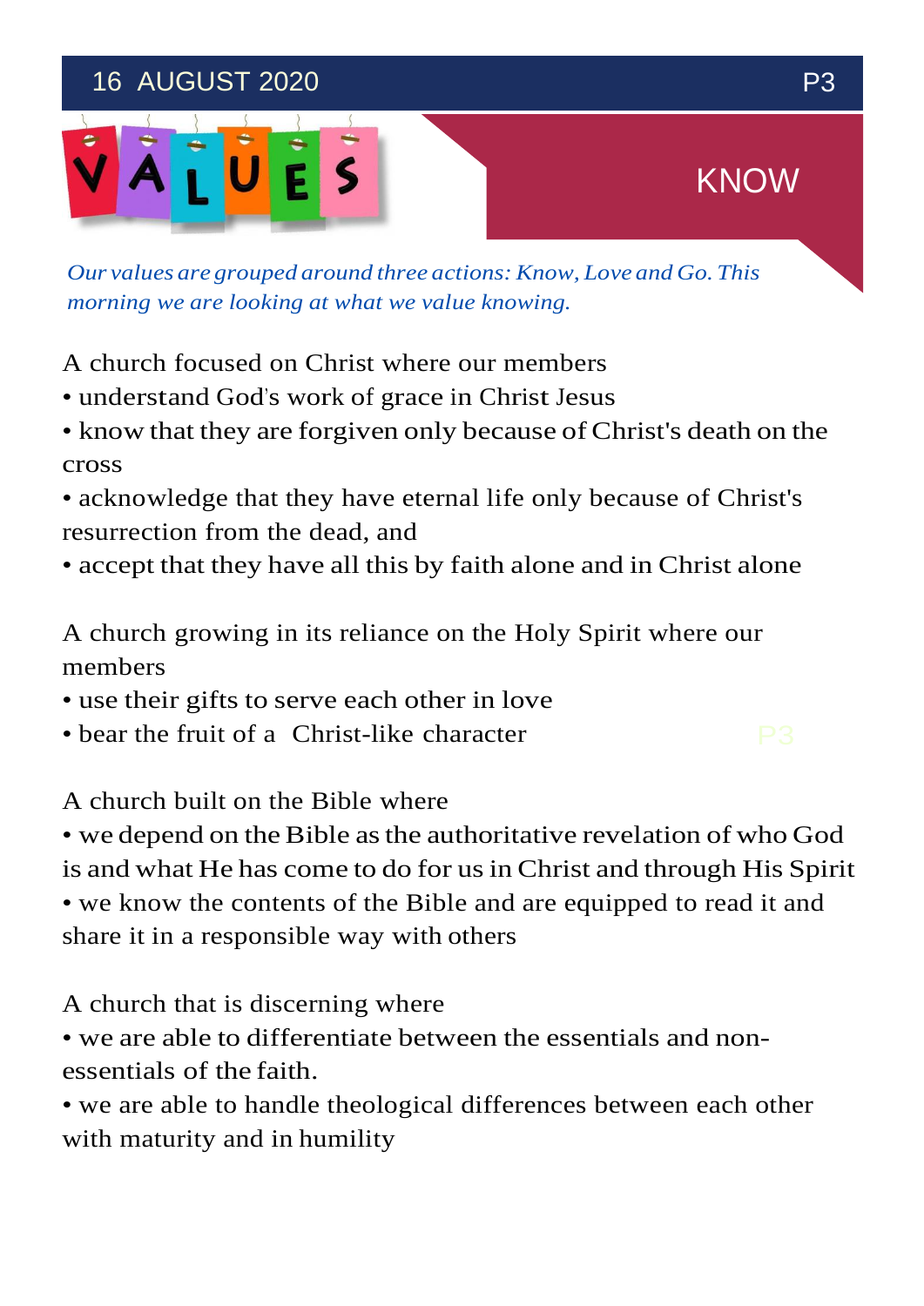# VALUES

## KNOW

*Our values are grouped around three actions: Know, Love and Go. This morning we are looking at what we value knowing.*

A church focused on Christ where our members

- understand God's work of grace in Christ Jesus
- know that they are forgiven only because of Christ's death on the cross
- acknowledge that they have eternal life only because of Christ's resurrection from the dead, and
- accept that they have all this by faith alone and in Christ alone

A church growing in its reliance on the Holy Spirit where our members

- use their gifts to serve each other in love
- bear the fruit of a Christ-like character

A church built on the Bible where

- we depend on the Bible as the authoritative revelation of who God is and what He has come to do for us in Christ and through His Spirit
- we know the contents of the Bible and are equipped to read it and share it in a responsible way with others

A church that is discerning where

- we are able to differentiate between the essentials and non-essentials of the faith.
- we are able to handle theological differences between each other with maturity and in humility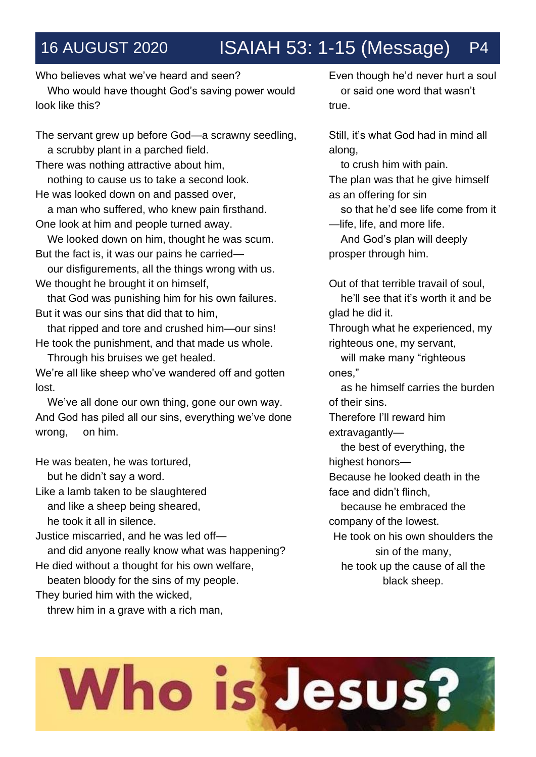# 16 AUGUST 2020 ISAIAH 53: 1-15 (Message)

Who believes what we've heard and seen?
Who would have thought God's saving power would look like this?

The servant grew up before God—a scrawny seedling,
a scrubby plant in a parched field.
There was nothing attractive about him,
nothing to cause us to take a second look.
He was looked down on and passed over,
a man who suffered, who knew pain firsthand.
One look at him and people turned away.
We looked down on him, thought he was scum.
But the fact is, it was our pains he carried—
our disfigurements, all the things wrong with us.
We thought he brought it on himself,
that God was punishing him for his own failures.
But it was our sins that did that to him,
that ripped and tore and crushed him—our sins!
He took the punishment, and that made us whole.
Through his bruises we get healed.
We're all like sheep who've wandered off and gotten lost.
We've all done our own thing, gone our own way.
And God has piled all our sins, everything we've done wrong, on him.

He was beaten, he was tortured,
but he didn't say a word.
Like a lamb taken to be slaughtered
and like a sheep being sheared,
he took it all in silence.
Justice miscarried, and he was led off—
and did anyone really know what was happening?
He died without a thought for his own welfare,
beaten bloody for the sins of my people.
They buried him with the wicked,
threw him in a grave with a rich man,
Even though he'd never hurt a soul
or said one word that wasn't true.

Still, it's what God had in mind all along,
to crush him with pain.
The plan was that he give himself as an offering for sin
so that he'd see life come from it—life, life, and more life.
And God's plan will deeply prosper through him.

Out of that terrible travail of soul,
he'll see that it's worth it and be glad he did it.
Through what he experienced, my righteous one, my servant,
will make many "righteous ones,"
as he himself carries the burden of their sins.
Therefore I'll reward him extravagantly—
the best of everything, the highest honors—
Because he looked death in the face and didn't flinch,
because he embraced the company of the lowest.
He took on his own shoulders the sin of the many,
he took up the cause of all the black sheep.

**Who is Jesus?**